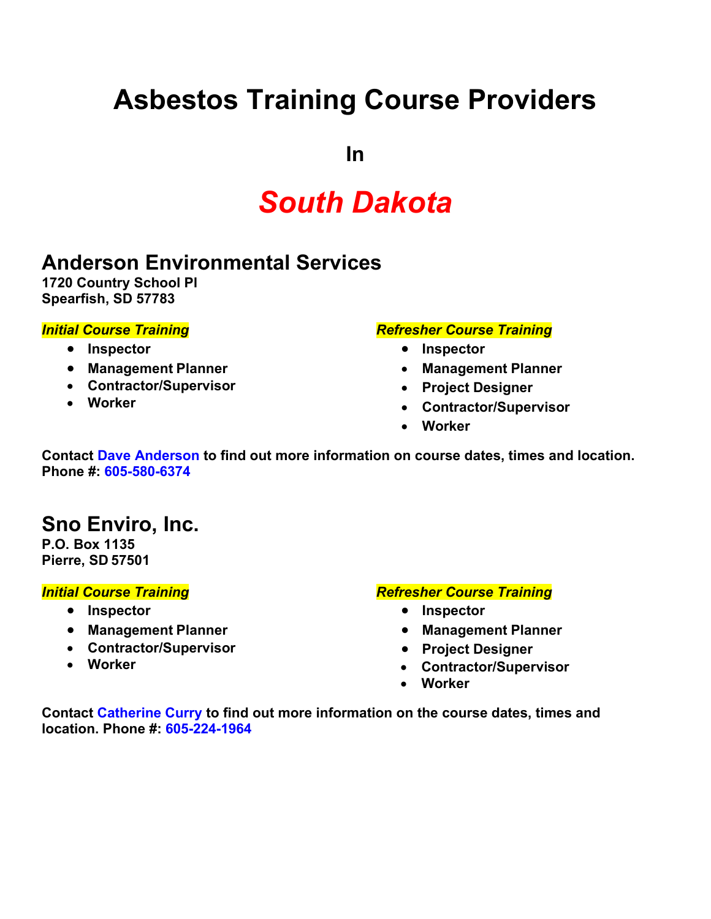# Asbestos Training Course Providers

**In**

# *South Dakota*

## Anderson Environmental Services

**1720 Country School Pl**
**Spearfish, SD 57783**

***Initial Course Training***

- **Inspector**
- **Management Planner**
- **Contractor/Supervisor**
- **Worker**

***Refresher Course Training***

- **Inspector**
- **Management Planner**
- **Project Designer**
- **Contractor/Supervisor**
- **Worker**

**Contact Dave Anderson to find out more information on course dates, times and location.**
**Phone #: 605-580-6374**

## Sno Enviro, Inc.

**P.O. Box 1135**
**Pierre, SD 57501**

***Initial Course Training***

- **Inspector**
- **Management Planner**
- **Contractor/Supervisor**
- **Worker**

***Refresher Course Training***

- **Inspector**
- **Management Planner**
- **Project Designer**
- **Contractor/Supervisor**
- **Worker**

**Contact Catherine Curry to find out more information on the course dates, times and location. Phone #: 605-224-1964**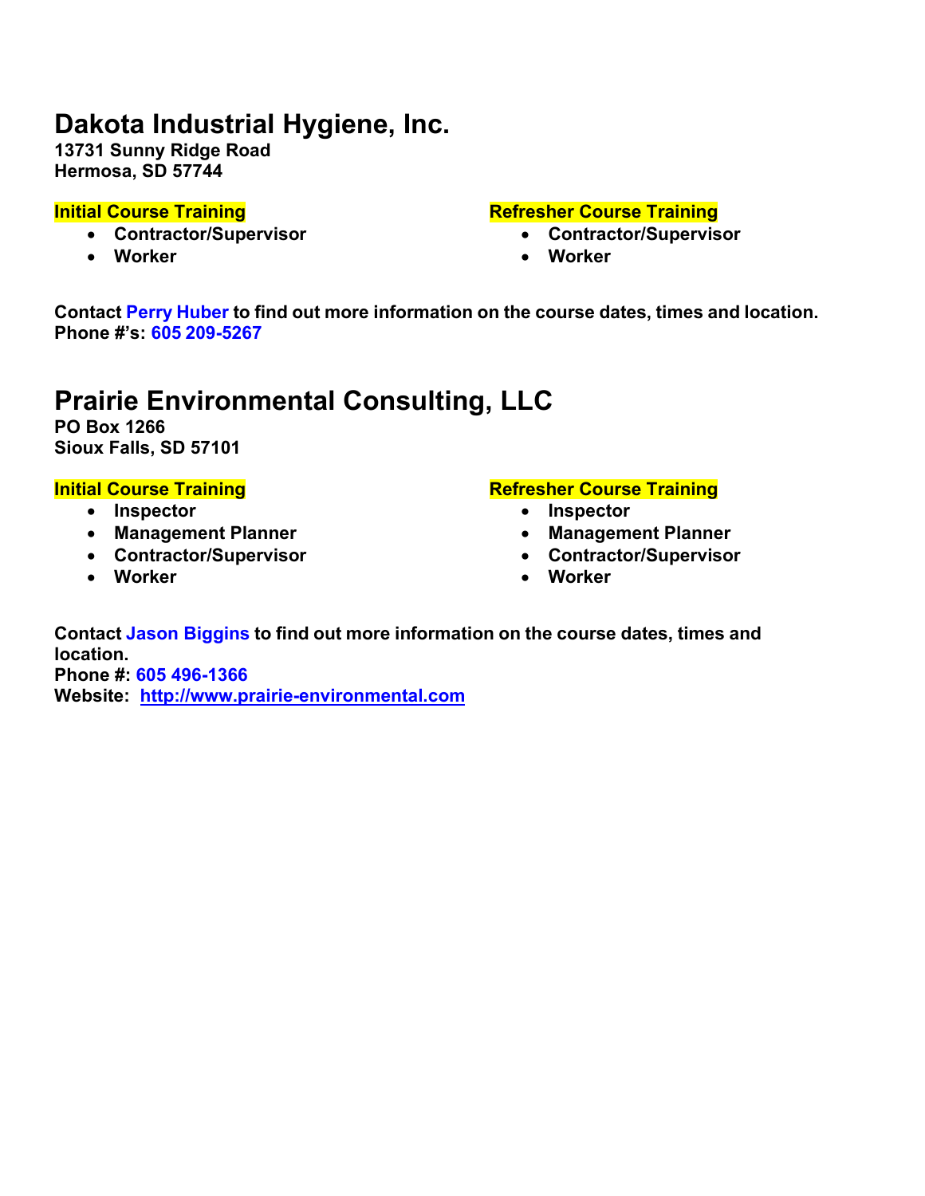## Dakota Industrial Hygiene, Inc.

**13731 Sunny Ridge Road**
**Hermosa, SD 57744**

**Initial Course Training**

- **Contractor/Supervisor**
- **Worker**

**Refresher Course Training**

- **Contractor/Supervisor**
- **Worker**

**Contact Perry Huber to find out more information on the course dates, times and location.**
**Phone #'s: 605 209-5267**

## Prairie Environmental Consulting, LLC

**PO Box 1266**
**Sioux Falls, SD 57101**

**Initial Course Training**

- **Inspector**
- **Management Planner**
- **Contractor/Supervisor**
- **Worker**

**Refresher Course Training**

- **Inspector**
- **Management Planner**
- **Contractor/Supervisor**
- **Worker**

**Contact Jason Biggins to find out more information on the course dates, times and location.**
**Phone #: 605 496-1366**
**Website: http://www.prairie-environmental.com**